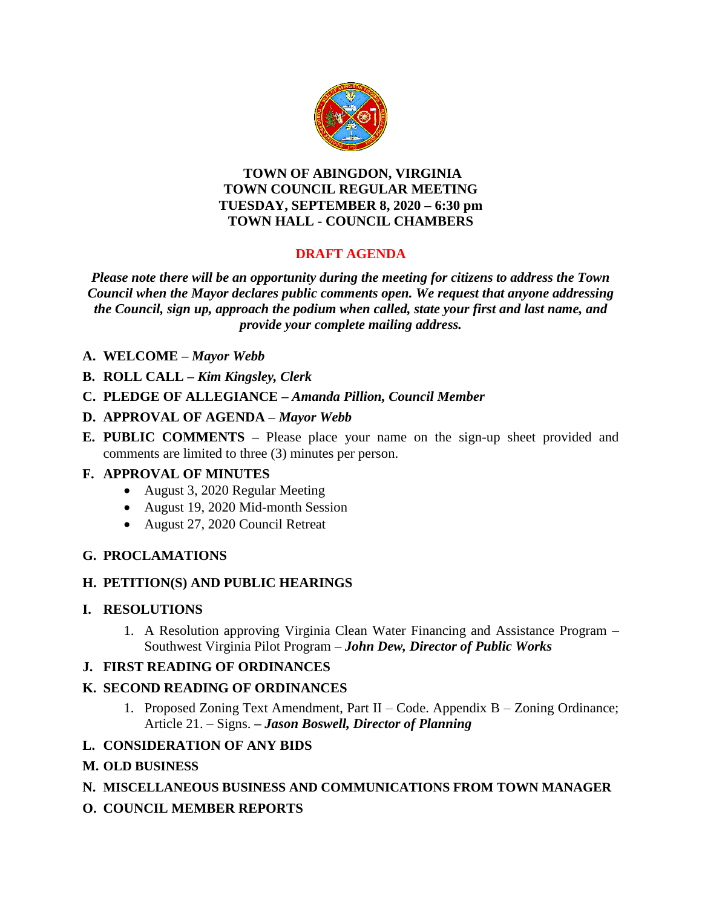# TOWN OF ABINGDON, VIRGINIA
# TOWN COUNCIL REGULAR MEETING
# TUESDAY, SEPTEMBER 8, 2020 – 6:30 pm
# TOWN HALL - COUNCIL CHAMBERS

## DRAFT AGENDA

***Please note there will be an opportunity during the meeting for citizens to address the Town Council when the Mayor declares public comments open. We request that anyone addressing the Council, sign up, approach the podium when called, state your first and last name, and provide your complete mailing address.***

**A. WELCOME –** ***Mayor Webb***

**B. ROLL CALL –** ***Kim Kingsley, Clerk***

**C. PLEDGE OF ALLEGIANCE –** ***Amanda Pillion, Council Member***

**D. APPROVAL OF AGENDA –** ***Mayor Webb***

**E. PUBLIC COMMENTS –** Please place your name on the sign-up sheet provided and comments are limited to three (3) minutes per person.

**F. APPROVAL OF MINUTES**

- August 3, 2020 Regular Meeting
- August 19, 2020 Mid-month Session
- August 27, 2020 Council Retreat

**G. PROCLAMATIONS**

**H. PETITION(S) AND PUBLIC HEARINGS**

**I. RESOLUTIONS**

1. A Resolution approving Virginia Clean Water Financing and Assistance Program – Southwest Virginia Pilot Program – ***John Dew, Director of Public Works***

**J. FIRST READING OF ORDINANCES**

**K. SECOND READING OF ORDINANCES**

1. Proposed Zoning Text Amendment, Part II – Code. Appendix B – Zoning Ordinance; Article 21. – Signs. **–** ***Jason Boswell, Director of Planning***

**L. CONSIDERATION OF ANY BIDS**

**M. OLD BUSINESS**

**N. MISCELLANEOUS BUSINESS AND COMMUNICATIONS FROM TOWN MANAGER**

**O. COUNCIL MEMBER REPORTS**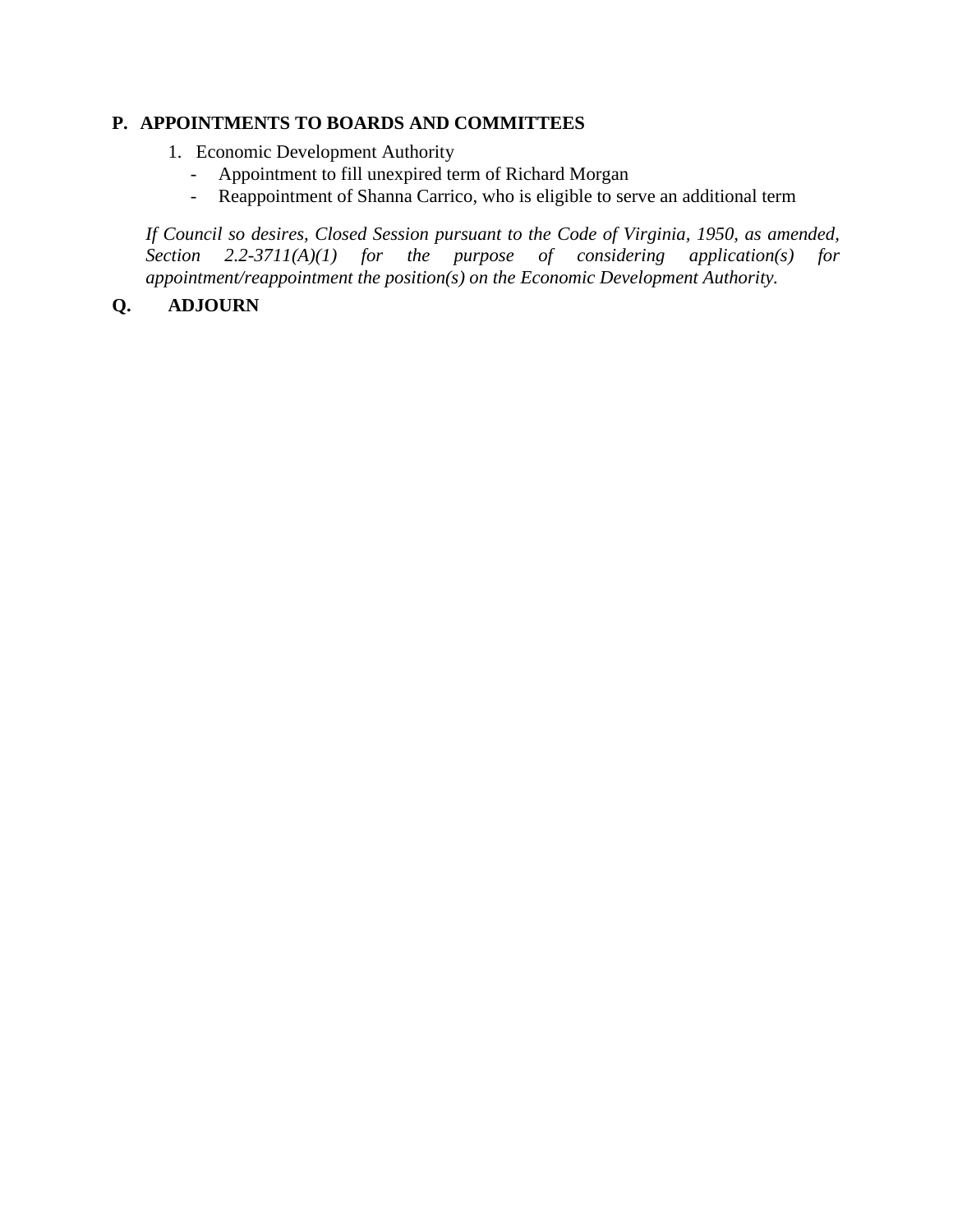**P. APPOINTMENTS TO BOARDS AND COMMITTEES**

1. Economic Development Authority
   - Appointment to fill unexpired term of Richard Morgan
   - Reappointment of Shanna Carrico, who is eligible to serve an additional term

*If Council so desires, Closed Session pursuant to the Code of Virginia, 1950, as amended, Section 2.2-3711(A)(1) for the purpose of considering application(s) for appointment/reappointment the position(s) on the Economic Development Authority.*

**Q. ADJOURN**